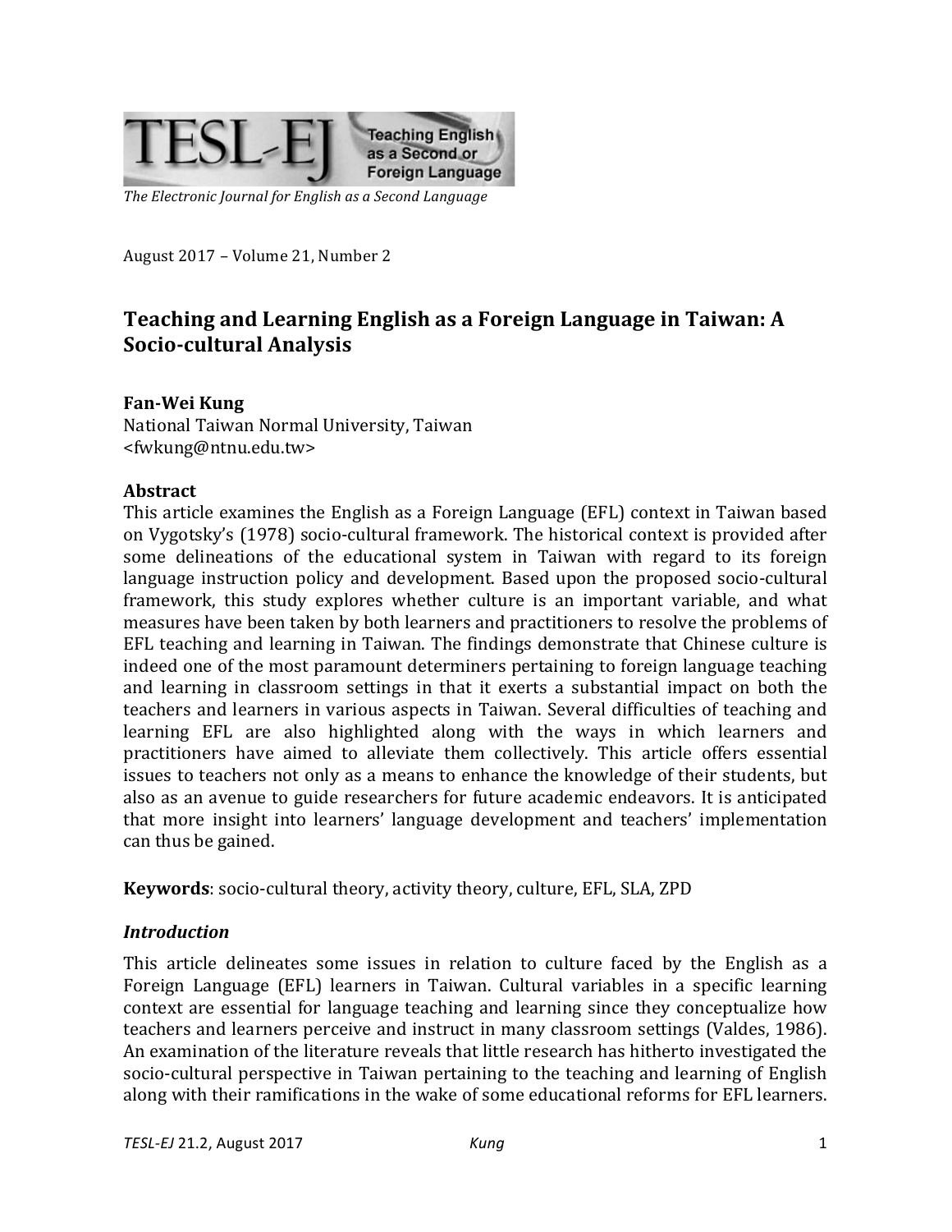The Electronic Journal for English as a Second Language

August 2017 – Volume 21, Number 2

# Teaching and Learning English as a Foreign Language in Taiwan: A Socio-cultural Analysis

**Fan-Wei Kung**
National Taiwan Normal University, Taiwan
<fwkung@ntnu.edu.tw>

## Abstract

This article examines the English as a Foreign Language (EFL) context in Taiwan based on Vygotsky's (1978) socio-cultural framework. The historical context is provided after some delineations of the educational system in Taiwan with regard to its foreign language instruction policy and development. Based upon the proposed socio-cultural framework, this study explores whether culture is an important variable, and what measures have been taken by both learners and practitioners to resolve the problems of EFL teaching and learning in Taiwan. The findings demonstrate that Chinese culture is indeed one of the most paramount determiners pertaining to foreign language teaching and learning in classroom settings in that it exerts a substantial impact on both the teachers and learners in various aspects in Taiwan. Several difficulties of teaching and learning EFL are also highlighted along with the ways in which learners and practitioners have aimed to alleviate them collectively. This article offers essential issues to teachers not only as a means to enhance the knowledge of their students, but also as an avenue to guide researchers for future academic endeavors. It is anticipated that more insight into learners' language development and teachers' implementation can thus be gained.

**Keywords**: socio-cultural theory, activity theory, culture, EFL, SLA, ZPD

## *Introduction*

This article delineates some issues in relation to culture faced by the English as a Foreign Language (EFL) learners in Taiwan. Cultural variables in a specific learning context are essential for language teaching and learning since they conceptualize how teachers and learners perceive and instruct in many classroom settings (Valdes, 1986). An examination of the literature reveals that little research has hitherto investigated the socio-cultural perspective in Taiwan pertaining to the teaching and learning of English along with their ramifications in the wake of some educational reforms for EFL learners.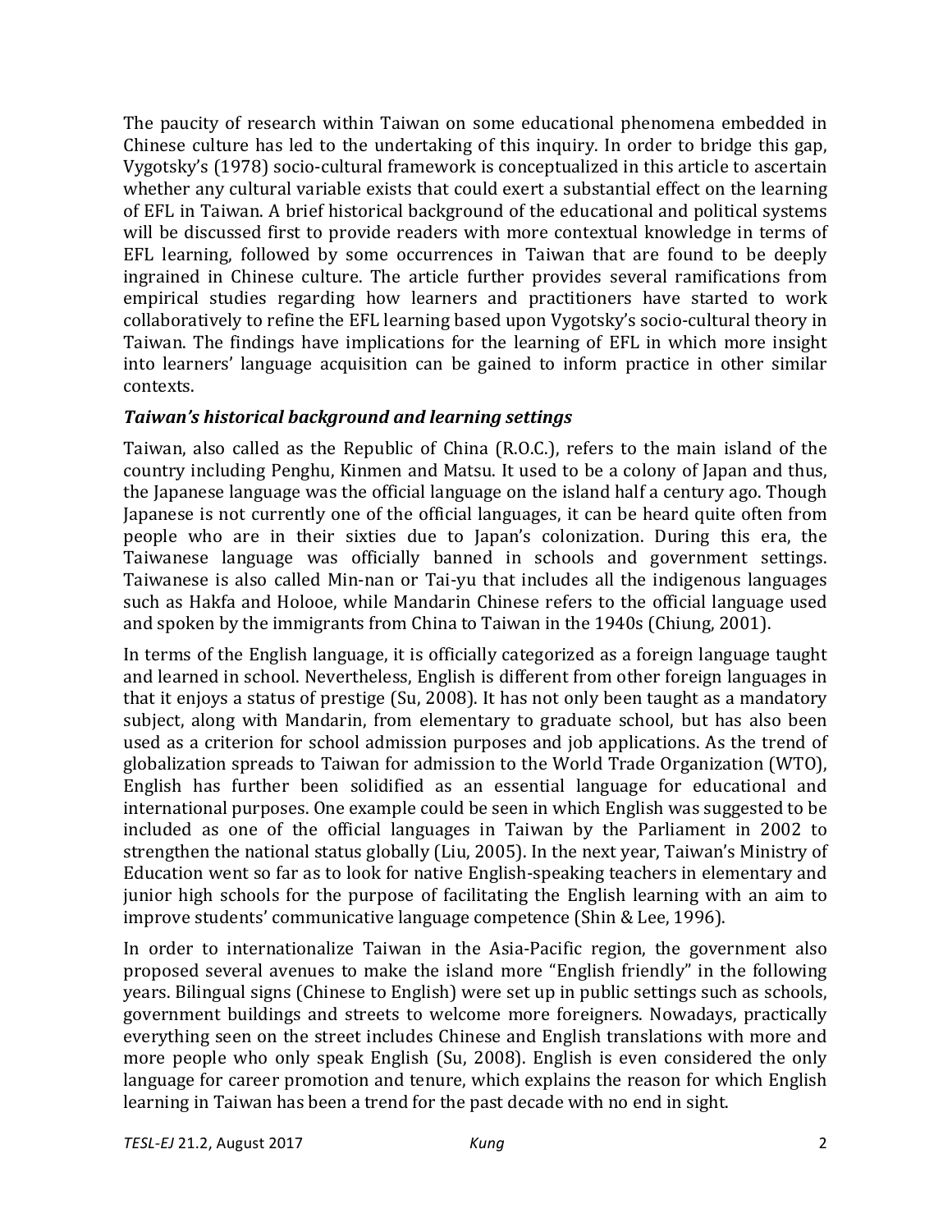The paucity of research within Taiwan on some educational phenomena embedded in Chinese culture has led to the undertaking of this inquiry. In order to bridge this gap, Vygotsky's (1978) socio-cultural framework is conceptualized in this article to ascertain whether any cultural variable exists that could exert a substantial effect on the learning of EFL in Taiwan. A brief historical background of the educational and political systems will be discussed first to provide readers with more contextual knowledge in terms of EFL learning, followed by some occurrences in Taiwan that are found to be deeply ingrained in Chinese culture. The article further provides several ramifications from empirical studies regarding how learners and practitioners have started to work collaboratively to refine the EFL learning based upon Vygotsky's socio-cultural theory in Taiwan. The findings have implications for the learning of EFL in which more insight into learners' language acquisition can be gained to inform practice in other similar contexts.

### *Taiwan's historical background and learning settings*

Taiwan, also called as the Republic of China (R.O.C.), refers to the main island of the country including Penghu, Kinmen and Matsu. It used to be a colony of Japan and thus, the Japanese language was the official language on the island half a century ago. Though Japanese is not currently one of the official languages, it can be heard quite often from people who are in their sixties due to Japan's colonization. During this era, the Taiwanese language was officially banned in schools and government settings. Taiwanese is also called Min-nan or Tai-yu that includes all the indigenous languages such as Hakfa and Holooe, while Mandarin Chinese refers to the official language used and spoken by the immigrants from China to Taiwan in the 1940s (Chiung, 2001).

In terms of the English language, it is officially categorized as a foreign language taught and learned in school. Nevertheless, English is different from other foreign languages in that it enjoys a status of prestige (Su, 2008). It has not only been taught as a mandatory subject, along with Mandarin, from elementary to graduate school, but has also been used as a criterion for school admission purposes and job applications. As the trend of globalization spreads to Taiwan for admission to the World Trade Organization (WTO), English has further been solidified as an essential language for educational and international purposes. One example could be seen in which English was suggested to be included as one of the official languages in Taiwan by the Parliament in 2002 to strengthen the national status globally (Liu, 2005). In the next year, Taiwan's Ministry of Education went so far as to look for native English-speaking teachers in elementary and junior high schools for the purpose of facilitating the English learning with an aim to improve students' communicative language competence (Shin & Lee, 1996).

In order to internationalize Taiwan in the Asia-Pacific region, the government also proposed several avenues to make the island more "English friendly" in the following years. Bilingual signs (Chinese to English) were set up in public settings such as schools, government buildings and streets to welcome more foreigners. Nowadays, practically everything seen on the street includes Chinese and English translations with more and more people who only speak English (Su, 2008). English is even considered the only language for career promotion and tenure, which explains the reason for which English learning in Taiwan has been a trend for the past decade with no end in sight.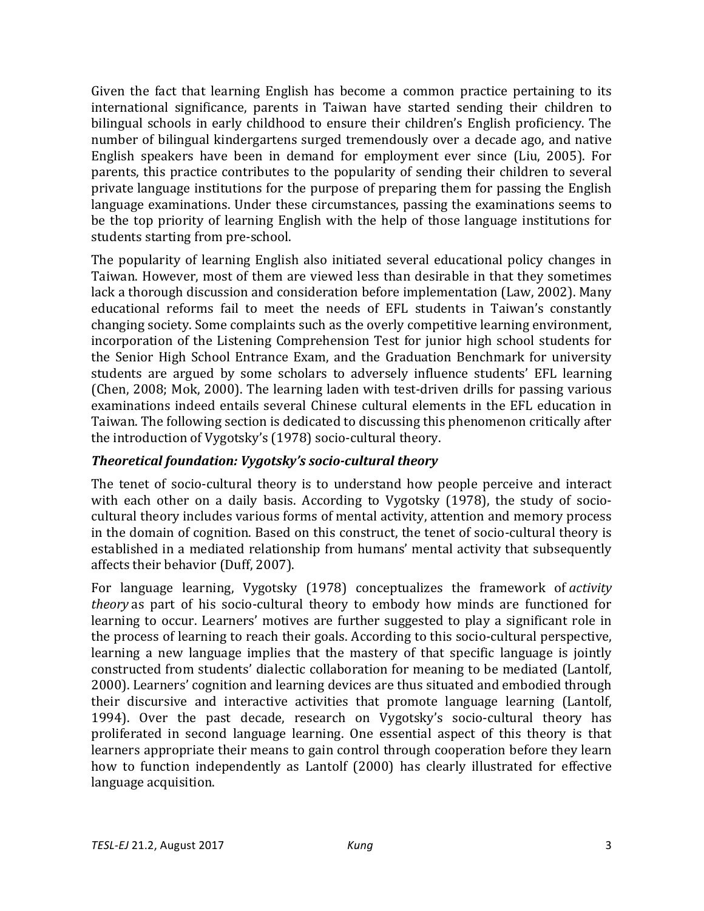Given the fact that learning English has become a common practice pertaining to its international significance, parents in Taiwan have started sending their children to bilingual schools in early childhood to ensure their children's English proficiency. The number of bilingual kindergartens surged tremendously over a decade ago, and native English speakers have been in demand for employment ever since (Liu, 2005). For parents, this practice contributes to the popularity of sending their children to several private language institutions for the purpose of preparing them for passing the English language examinations. Under these circumstances, passing the examinations seems to be the top priority of learning English with the help of those language institutions for students starting from pre-school.

The popularity of learning English also initiated several educational policy changes in Taiwan. However, most of them are viewed less than desirable in that they sometimes lack a thorough discussion and consideration before implementation (Law, 2002). Many educational reforms fail to meet the needs of EFL students in Taiwan's constantly changing society. Some complaints such as the overly competitive learning environment, incorporation of the Listening Comprehension Test for junior high school students for the Senior High School Entrance Exam, and the Graduation Benchmark for university students are argued by some scholars to adversely influence students' EFL learning (Chen, 2008; Mok, 2000). The learning laden with test-driven drills for passing various examinations indeed entails several Chinese cultural elements in the EFL education in Taiwan. The following section is dedicated to discussing this phenomenon critically after the introduction of Vygotsky's (1978) socio-cultural theory.

### *Theoretical foundation: Vygotsky's socio-cultural theory*

The tenet of socio-cultural theory is to understand how people perceive and interact with each other on a daily basis. According to Vygotsky (1978), the study of socio-cultural theory includes various forms of mental activity, attention and memory process in the domain of cognition. Based on this construct, the tenet of socio-cultural theory is established in a mediated relationship from humans' mental activity that subsequently affects their behavior (Duff, 2007).

For language learning, Vygotsky (1978) conceptualizes the framework of *activity theory* as part of his socio-cultural theory to embody how minds are functioned for learning to occur. Learners' motives are further suggested to play a significant role in the process of learning to reach their goals. According to this socio-cultural perspective, learning a new language implies that the mastery of that specific language is jointly constructed from students' dialectic collaboration for meaning to be mediated (Lantolf, 2000). Learners' cognition and learning devices are thus situated and embodied through their discursive and interactive activities that promote language learning (Lantolf, 1994). Over the past decade, research on Vygotsky's socio-cultural theory has proliferated in second language learning. One essential aspect of this theory is that learners appropriate their means to gain control through cooperation before they learn how to function independently as Lantolf (2000) has clearly illustrated for effective language acquisition.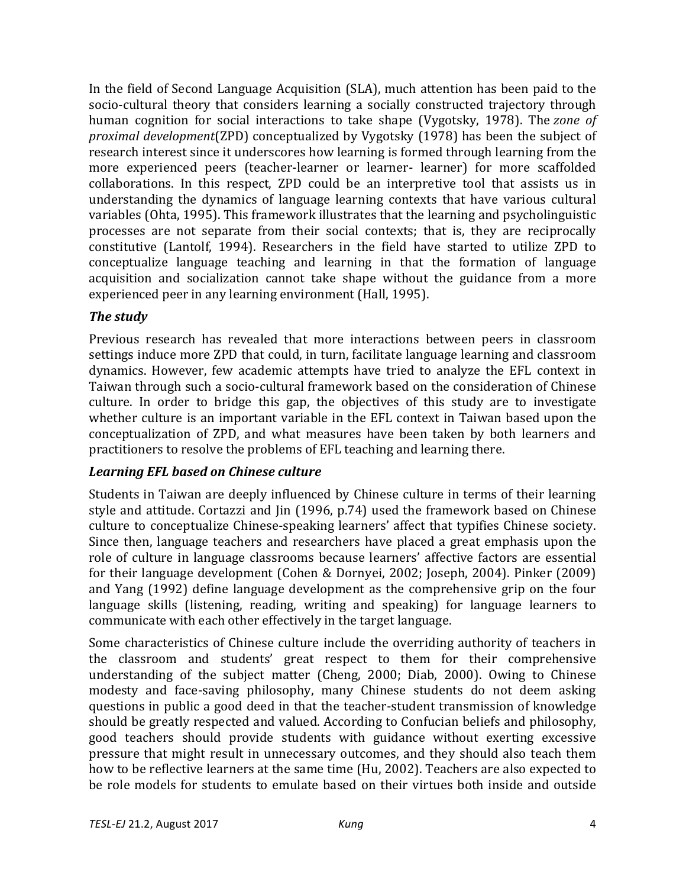In the field of Second Language Acquisition (SLA), much attention has been paid to the socio-cultural theory that considers learning a socially constructed trajectory through human cognition for social interactions to take shape (Vygotsky, 1978). The *zone of proximal development*(ZPD) conceptualized by Vygotsky (1978) has been the subject of research interest since it underscores how learning is formed through learning from the more experienced peers (teacher-learner or learner- learner) for more scaffolded collaborations. In this respect, ZPD could be an interpretive tool that assists us in understanding the dynamics of language learning contexts that have various cultural variables (Ohta, 1995). This framework illustrates that the learning and psycholinguistic processes are not separate from their social contexts; that is, they are reciprocally constitutive (Lantolf, 1994). Researchers in the field have started to utilize ZPD to conceptualize language teaching and learning in that the formation of language acquisition and socialization cannot take shape without the guidance from a more experienced peer in any learning environment (Hall, 1995).

### *The study*

Previous research has revealed that more interactions between peers in classroom settings induce more ZPD that could, in turn, facilitate language learning and classroom dynamics. However, few academic attempts have tried to analyze the EFL context in Taiwan through such a socio-cultural framework based on the consideration of Chinese culture. In order to bridge this gap, the objectives of this study are to investigate whether culture is an important variable in the EFL context in Taiwan based upon the conceptualization of ZPD, and what measures have been taken by both learners and practitioners to resolve the problems of EFL teaching and learning there.

### *Learning EFL based on Chinese culture*

Students in Taiwan are deeply influenced by Chinese culture in terms of their learning style and attitude. Cortazzi and Jin (1996, p.74) used the framework based on Chinese culture to conceptualize Chinese-speaking learners' affect that typifies Chinese society. Since then, language teachers and researchers have placed a great emphasis upon the role of culture in language classrooms because learners' affective factors are essential for their language development (Cohen & Dornyei, 2002; Joseph, 2004). Pinker (2009) and Yang (1992) define language development as the comprehensive grip on the four language skills (listening, reading, writing and speaking) for language learners to communicate with each other effectively in the target language.

Some characteristics of Chinese culture include the overriding authority of teachers in the classroom and students' great respect to them for their comprehensive understanding of the subject matter (Cheng, 2000; Diab, 2000). Owing to Chinese modesty and face-saving philosophy, many Chinese students do not deem asking questions in public a good deed in that the teacher-student transmission of knowledge should be greatly respected and valued. According to Confucian beliefs and philosophy, good teachers should provide students with guidance without exerting excessive pressure that might result in unnecessary outcomes, and they should also teach them how to be reflective learners at the same time (Hu, 2002). Teachers are also expected to be role models for students to emulate based on their virtues both inside and outside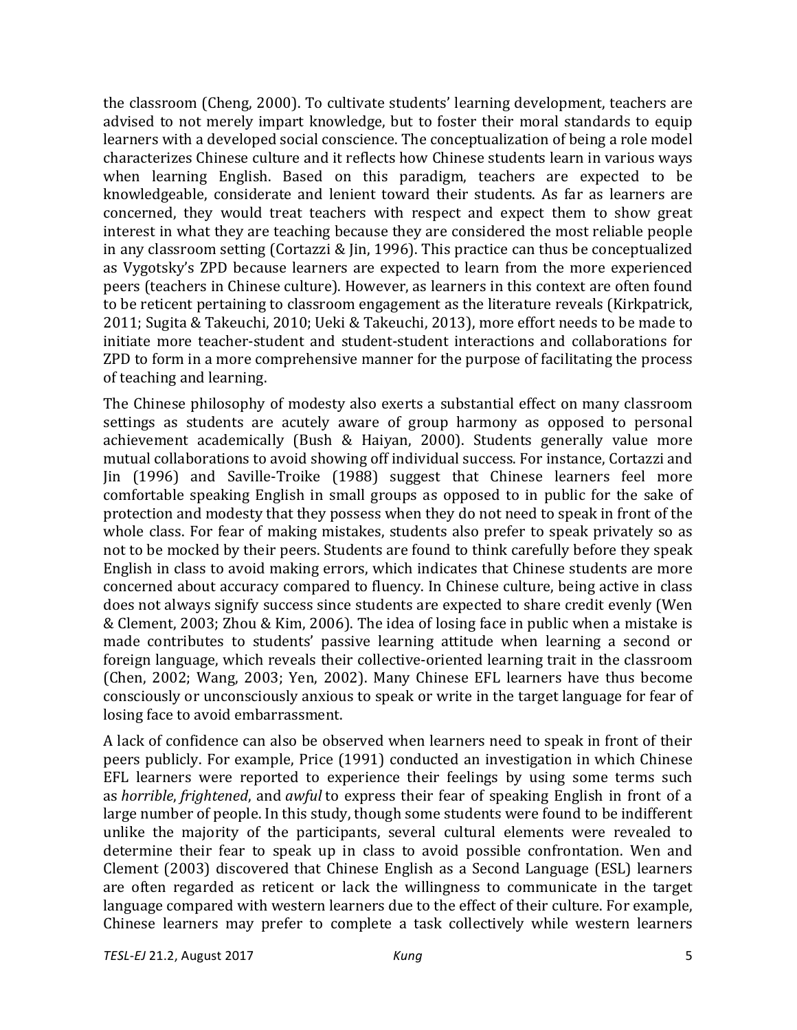the classroom (Cheng, 2000). To cultivate students' learning development, teachers are advised to not merely impart knowledge, but to foster their moral standards to equip learners with a developed social conscience. The conceptualization of being a role model characterizes Chinese culture and it reflects how Chinese students learn in various ways when learning English. Based on this paradigm, teachers are expected to be knowledgeable, considerate and lenient toward their students. As far as learners are concerned, they would treat teachers with respect and expect them to show great interest in what they are teaching because they are considered the most reliable people in any classroom setting (Cortazzi & Jin, 1996). This practice can thus be conceptualized as Vygotsky's ZPD because learners are expected to learn from the more experienced peers (teachers in Chinese culture). However, as learners in this context are often found to be reticent pertaining to classroom engagement as the literature reveals (Kirkpatrick, 2011; Sugita & Takeuchi, 2010; Ueki & Takeuchi, 2013), more effort needs to be made to initiate more teacher-student and student-student interactions and collaborations for ZPD to form in a more comprehensive manner for the purpose of facilitating the process of teaching and learning.

The Chinese philosophy of modesty also exerts a substantial effect on many classroom settings as students are acutely aware of group harmony as opposed to personal achievement academically (Bush & Haiyan, 2000). Students generally value more mutual collaborations to avoid showing off individual success. For instance, Cortazzi and Jin (1996) and Saville-Troike (1988) suggest that Chinese learners feel more comfortable speaking English in small groups as opposed to in public for the sake of protection and modesty that they possess when they do not need to speak in front of the whole class. For fear of making mistakes, students also prefer to speak privately so as not to be mocked by their peers. Students are found to think carefully before they speak English in class to avoid making errors, which indicates that Chinese students are more concerned about accuracy compared to fluency. In Chinese culture, being active in class does not always signify success since students are expected to share credit evenly (Wen & Clement, 2003; Zhou & Kim, 2006). The idea of losing face in public when a mistake is made contributes to students' passive learning attitude when learning a second or foreign language, which reveals their collective-oriented learning trait in the classroom (Chen, 2002; Wang, 2003; Yen, 2002). Many Chinese EFL learners have thus become consciously or unconsciously anxious to speak or write in the target language for fear of losing face to avoid embarrassment.

A lack of confidence can also be observed when learners need to speak in front of their peers publicly. For example, Price (1991) conducted an investigation in which Chinese EFL learners were reported to experience their feelings by using some terms such as *horrible*, *frightened*, and *awful* to express their fear of speaking English in front of a large number of people. In this study, though some students were found to be indifferent unlike the majority of the participants, several cultural elements were revealed to determine their fear to speak up in class to avoid possible confrontation. Wen and Clement (2003) discovered that Chinese English as a Second Language (ESL) learners are often regarded as reticent or lack the willingness to communicate in the target language compared with western learners due to the effect of their culture. For example, Chinese learners may prefer to complete a task collectively while western learners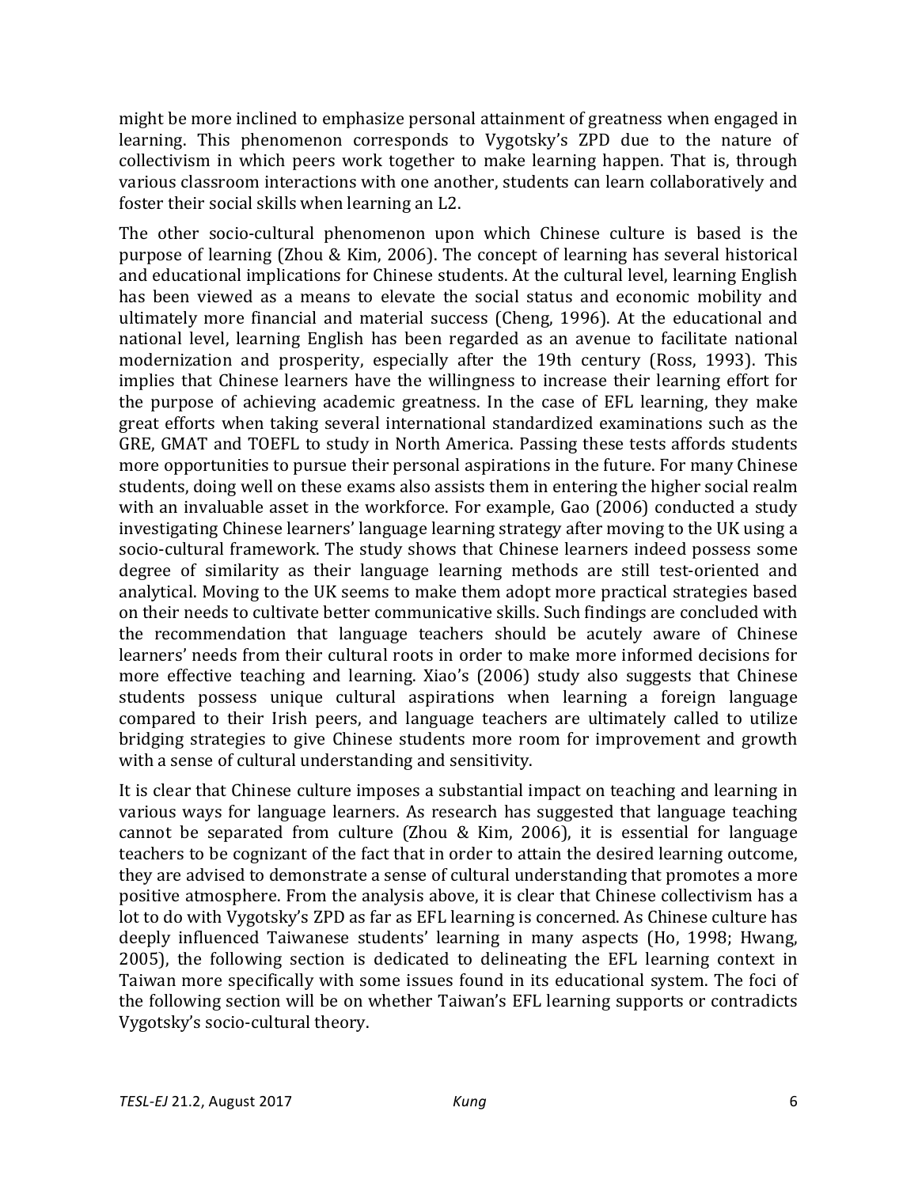might be more inclined to emphasize personal attainment of greatness when engaged in learning. This phenomenon corresponds to Vygotsky's ZPD due to the nature of collectivism in which peers work together to make learning happen. That is, through various classroom interactions with one another, students can learn collaboratively and foster their social skills when learning an L2.

The other socio-cultural phenomenon upon which Chinese culture is based is the purpose of learning (Zhou & Kim, 2006). The concept of learning has several historical and educational implications for Chinese students. At the cultural level, learning English has been viewed as a means to elevate the social status and economic mobility and ultimately more financial and material success (Cheng, 1996). At the educational and national level, learning English has been regarded as an avenue to facilitate national modernization and prosperity, especially after the 19th century (Ross, 1993). This implies that Chinese learners have the willingness to increase their learning effort for the purpose of achieving academic greatness. In the case of EFL learning, they make great efforts when taking several international standardized examinations such as the GRE, GMAT and TOEFL to study in North America. Passing these tests affords students more opportunities to pursue their personal aspirations in the future. For many Chinese students, doing well on these exams also assists them in entering the higher social realm with an invaluable asset in the workforce. For example, Gao (2006) conducted a study investigating Chinese learners' language learning strategy after moving to the UK using a socio-cultural framework. The study shows that Chinese learners indeed possess some degree of similarity as their language learning methods are still test-oriented and analytical. Moving to the UK seems to make them adopt more practical strategies based on their needs to cultivate better communicative skills. Such findings are concluded with the recommendation that language teachers should be acutely aware of Chinese learners' needs from their cultural roots in order to make more informed decisions for more effective teaching and learning. Xiao's (2006) study also suggests that Chinese students possess unique cultural aspirations when learning a foreign language compared to their Irish peers, and language teachers are ultimately called to utilize bridging strategies to give Chinese students more room for improvement and growth with a sense of cultural understanding and sensitivity.

It is clear that Chinese culture imposes a substantial impact on teaching and learning in various ways for language learners. As research has suggested that language teaching cannot be separated from culture (Zhou & Kim, 2006), it is essential for language teachers to be cognizant of the fact that in order to attain the desired learning outcome, they are advised to demonstrate a sense of cultural understanding that promotes a more positive atmosphere. From the analysis above, it is clear that Chinese collectivism has a lot to do with Vygotsky's ZPD as far as EFL learning is concerned. As Chinese culture has deeply influenced Taiwanese students' learning in many aspects (Ho, 1998; Hwang, 2005), the following section is dedicated to delineating the EFL learning context in Taiwan more specifically with some issues found in its educational system. The foci of the following section will be on whether Taiwan's EFL learning supports or contradicts Vygotsky's socio-cultural theory.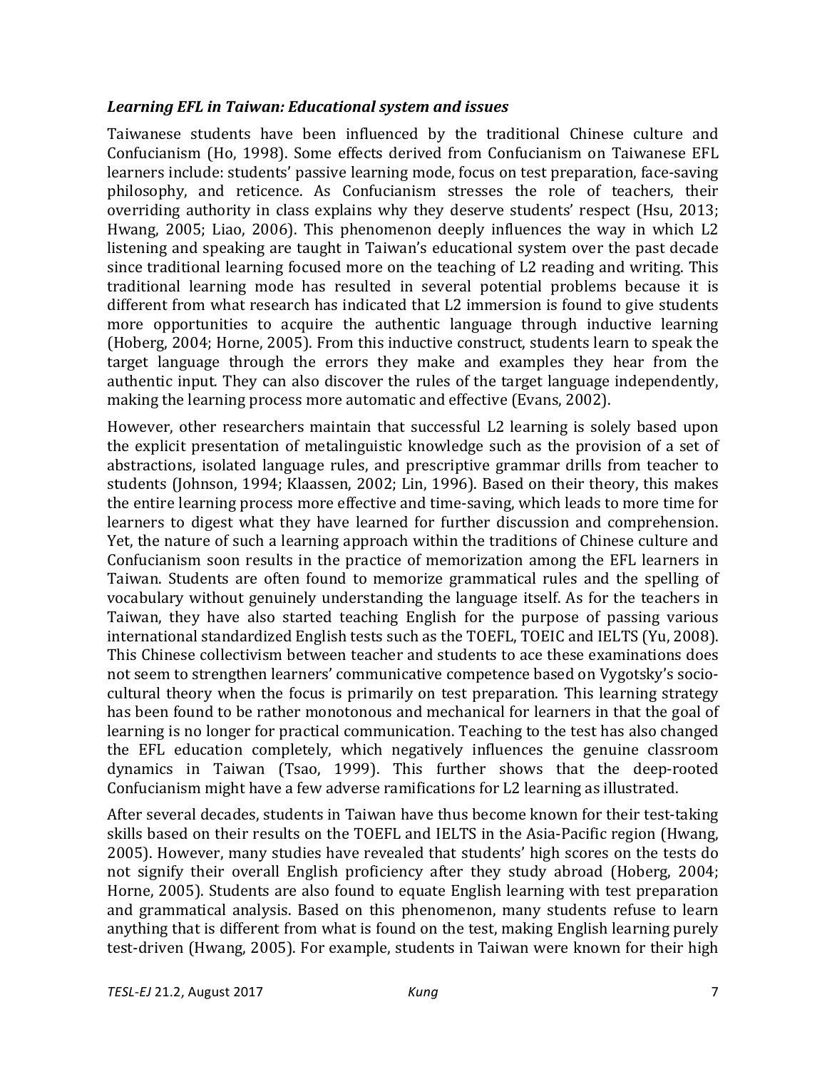### *Learning EFL in Taiwan: Educational system and issues*

Taiwanese students have been influenced by the traditional Chinese culture and Confucianism (Ho, 1998). Some effects derived from Confucianism on Taiwanese EFL learners include: students' passive learning mode, focus on test preparation, face-saving philosophy, and reticence. As Confucianism stresses the role of teachers, their overriding authority in class explains why they deserve students' respect (Hsu, 2013; Hwang, 2005; Liao, 2006). This phenomenon deeply influences the way in which L2 listening and speaking are taught in Taiwan's educational system over the past decade since traditional learning focused more on the teaching of L2 reading and writing. This traditional learning mode has resulted in several potential problems because it is different from what research has indicated that L2 immersion is found to give students more opportunities to acquire the authentic language through inductive learning (Hoberg, 2004; Horne, 2005). From this inductive construct, students learn to speak the target language through the errors they make and examples they hear from the authentic input. They can also discover the rules of the target language independently, making the learning process more automatic and effective (Evans, 2002).

However, other researchers maintain that successful L2 learning is solely based upon the explicit presentation of metalinguistic knowledge such as the provision of a set of abstractions, isolated language rules, and prescriptive grammar drills from teacher to students (Johnson, 1994; Klaassen, 2002; Lin, 1996). Based on their theory, this makes the entire learning process more effective and time-saving, which leads to more time for learners to digest what they have learned for further discussion and comprehension. Yet, the nature of such a learning approach within the traditions of Chinese culture and Confucianism soon results in the practice of memorization among the EFL learners in Taiwan. Students are often found to memorize grammatical rules and the spelling of vocabulary without genuinely understanding the language itself. As for the teachers in Taiwan, they have also started teaching English for the purpose of passing various international standardized English tests such as the TOEFL, TOEIC and IELTS (Yu, 2008). This Chinese collectivism between teacher and students to ace these examinations does not seem to strengthen learners' communicative competence based on Vygotsky's socio-cultural theory when the focus is primarily on test preparation. This learning strategy has been found to be rather monotonous and mechanical for learners in that the goal of learning is no longer for practical communication. Teaching to the test has also changed the EFL education completely, which negatively influences the genuine classroom dynamics in Taiwan (Tsao, 1999). This further shows that the deep-rooted Confucianism might have a few adverse ramifications for L2 learning as illustrated.

After several decades, students in Taiwan have thus become known for their test-taking skills based on their results on the TOEFL and IELTS in the Asia-Pacific region (Hwang, 2005). However, many studies have revealed that students' high scores on the tests do not signify their overall English proficiency after they study abroad (Hoberg, 2004; Horne, 2005). Students are also found to equate English learning with test preparation and grammatical analysis. Based on this phenomenon, many students refuse to learn anything that is different from what is found on the test, making English learning purely test-driven (Hwang, 2005). For example, students in Taiwan were known for their high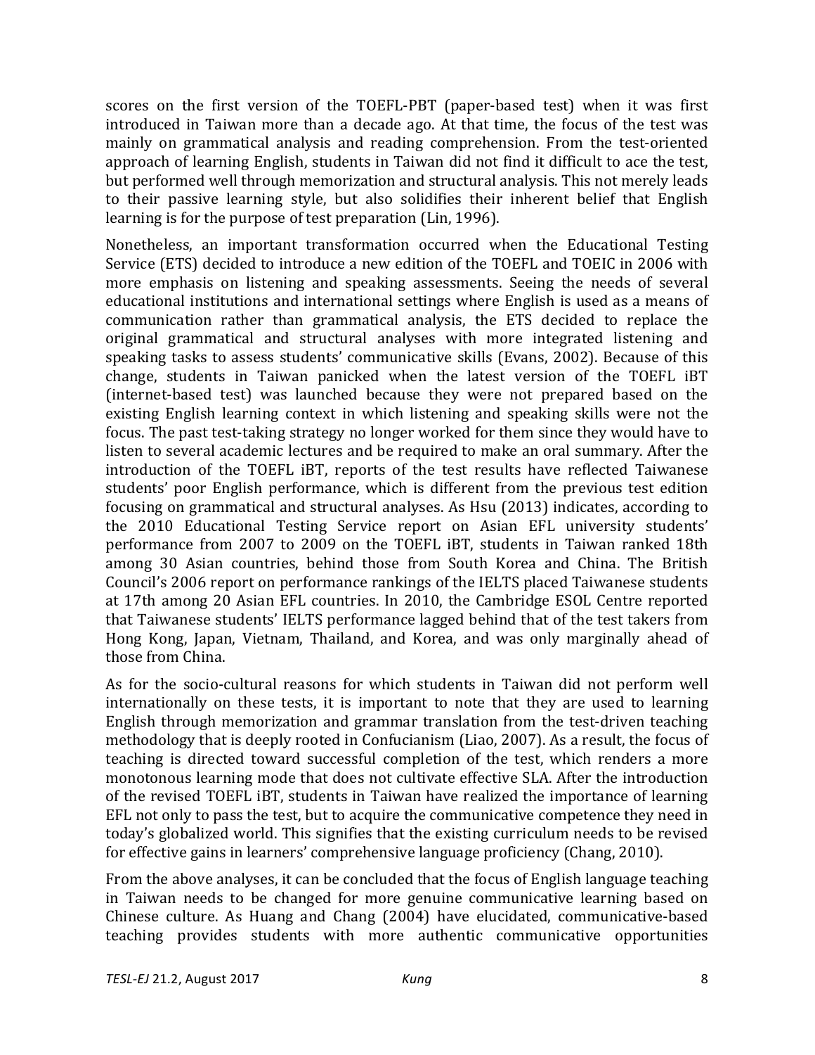scores on the first version of the TOEFL-PBT (paper-based test) when it was first introduced in Taiwan more than a decade ago. At that time, the focus of the test was mainly on grammatical analysis and reading comprehension. From the test-oriented approach of learning English, students in Taiwan did not find it difficult to ace the test, but performed well through memorization and structural analysis. This not merely leads to their passive learning style, but also solidifies their inherent belief that English learning is for the purpose of test preparation (Lin, 1996).

Nonetheless, an important transformation occurred when the Educational Testing Service (ETS) decided to introduce a new edition of the TOEFL and TOEIC in 2006 with more emphasis on listening and speaking assessments. Seeing the needs of several educational institutions and international settings where English is used as a means of communication rather than grammatical analysis, the ETS decided to replace the original grammatical and structural analyses with more integrated listening and speaking tasks to assess students' communicative skills (Evans, 2002). Because of this change, students in Taiwan panicked when the latest version of the TOEFL iBT (internet-based test) was launched because they were not prepared based on the existing English learning context in which listening and speaking skills were not the focus. The past test-taking strategy no longer worked for them since they would have to listen to several academic lectures and be required to make an oral summary. After the introduction of the TOEFL iBT, reports of the test results have reflected Taiwanese students' poor English performance, which is different from the previous test edition focusing on grammatical and structural analyses. As Hsu (2013) indicates, according to the 2010 Educational Testing Service report on Asian EFL university students' performance from 2007 to 2009 on the TOEFL iBT, students in Taiwan ranked 18th among 30 Asian countries, behind those from South Korea and China. The British Council's 2006 report on performance rankings of the IELTS placed Taiwanese students at 17th among 20 Asian EFL countries. In 2010, the Cambridge ESOL Centre reported that Taiwanese students' IELTS performance lagged behind that of the test takers from Hong Kong, Japan, Vietnam, Thailand, and Korea, and was only marginally ahead of those from China.

As for the socio-cultural reasons for which students in Taiwan did not perform well internationally on these tests, it is important to note that they are used to learning English through memorization and grammar translation from the test-driven teaching methodology that is deeply rooted in Confucianism (Liao, 2007). As a result, the focus of teaching is directed toward successful completion of the test, which renders a more monotonous learning mode that does not cultivate effective SLA. After the introduction of the revised TOEFL iBT, students in Taiwan have realized the importance of learning EFL not only to pass the test, but to acquire the communicative competence they need in today's globalized world. This signifies that the existing curriculum needs to be revised for effective gains in learners' comprehensive language proficiency (Chang, 2010).

From the above analyses, it can be concluded that the focus of English language teaching in Taiwan needs to be changed for more genuine communicative learning based on Chinese culture. As Huang and Chang (2004) have elucidated, communicative-based teaching provides students with more authentic communicative opportunities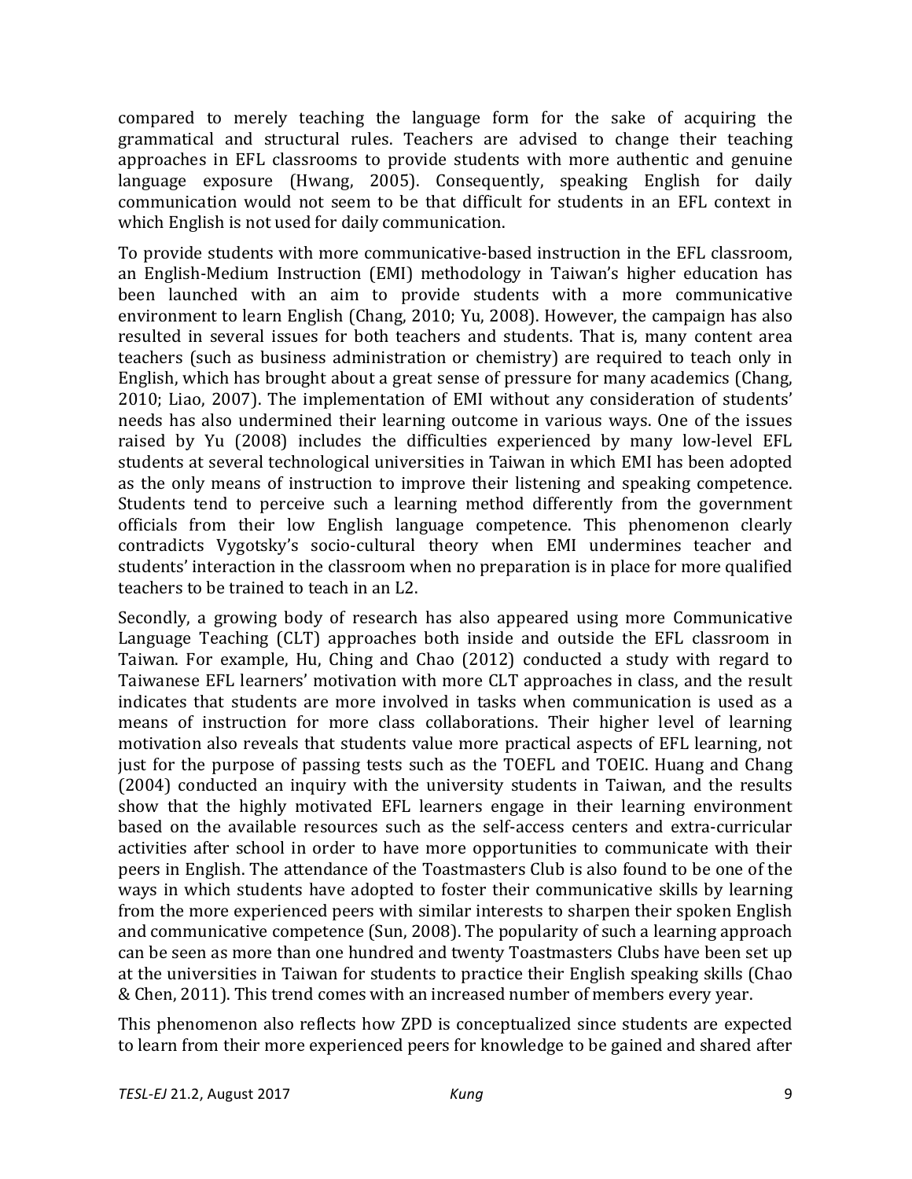compared to merely teaching the language form for the sake of acquiring the grammatical and structural rules. Teachers are advised to change their teaching approaches in EFL classrooms to provide students with more authentic and genuine language exposure (Hwang, 2005). Consequently, speaking English for daily communication would not seem to be that difficult for students in an EFL context in which English is not used for daily communication.

To provide students with more communicative-based instruction in the EFL classroom, an English-Medium Instruction (EMI) methodology in Taiwan's higher education has been launched with an aim to provide students with a more communicative environment to learn English (Chang, 2010; Yu, 2008). However, the campaign has also resulted in several issues for both teachers and students. That is, many content area teachers (such as business administration or chemistry) are required to teach only in English, which has brought about a great sense of pressure for many academics (Chang, 2010; Liao, 2007). The implementation of EMI without any consideration of students' needs has also undermined their learning outcome in various ways. One of the issues raised by Yu (2008) includes the difficulties experienced by many low-level EFL students at several technological universities in Taiwan in which EMI has been adopted as the only means of instruction to improve their listening and speaking competence. Students tend to perceive such a learning method differently from the government officials from their low English language competence. This phenomenon clearly contradicts Vygotsky's socio-cultural theory when EMI undermines teacher and students' interaction in the classroom when no preparation is in place for more qualified teachers to be trained to teach in an L2.

Secondly, a growing body of research has also appeared using more Communicative Language Teaching (CLT) approaches both inside and outside the EFL classroom in Taiwan. For example, Hu, Ching and Chao (2012) conducted a study with regard to Taiwanese EFL learners' motivation with more CLT approaches in class, and the result indicates that students are more involved in tasks when communication is used as a means of instruction for more class collaborations. Their higher level of learning motivation also reveals that students value more practical aspects of EFL learning, not just for the purpose of passing tests such as the TOEFL and TOEIC. Huang and Chang (2004) conducted an inquiry with the university students in Taiwan, and the results show that the highly motivated EFL learners engage in their learning environment based on the available resources such as the self-access centers and extra-curricular activities after school in order to have more opportunities to communicate with their peers in English. The attendance of the Toastmasters Club is also found to be one of the ways in which students have adopted to foster their communicative skills by learning from the more experienced peers with similar interests to sharpen their spoken English and communicative competence (Sun, 2008). The popularity of such a learning approach can be seen as more than one hundred and twenty Toastmasters Clubs have been set up at the universities in Taiwan for students to practice their English speaking skills (Chao & Chen, 2011). This trend comes with an increased number of members every year.

This phenomenon also reflects how ZPD is conceptualized since students are expected to learn from their more experienced peers for knowledge to be gained and shared after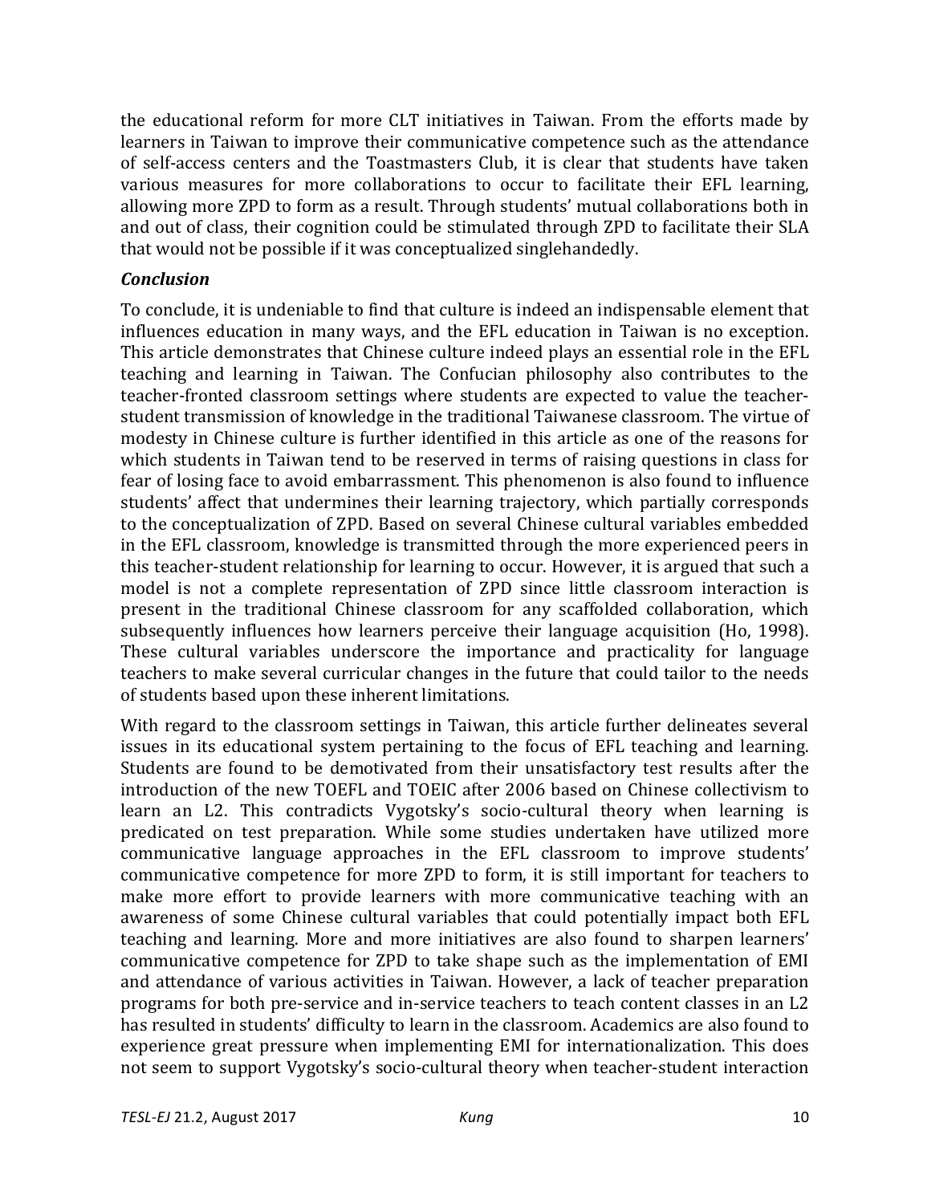the educational reform for more CLT initiatives in Taiwan. From the efforts made by learners in Taiwan to improve their communicative competence such as the attendance of self-access centers and the Toastmasters Club, it is clear that students have taken various measures for more collaborations to occur to facilitate their EFL learning, allowing more ZPD to form as a result. Through students' mutual collaborations both in and out of class, their cognition could be stimulated through ZPD to facilitate their SLA that would not be possible if it was conceptualized singlehandedly.

### *Conclusion*

To conclude, it is undeniable to find that culture is indeed an indispensable element that influences education in many ways, and the EFL education in Taiwan is no exception. This article demonstrates that Chinese culture indeed plays an essential role in the EFL teaching and learning in Taiwan. The Confucian philosophy also contributes to the teacher-fronted classroom settings where students are expected to value the teacher-student transmission of knowledge in the traditional Taiwanese classroom. The virtue of modesty in Chinese culture is further identified in this article as one of the reasons for which students in Taiwan tend to be reserved in terms of raising questions in class for fear of losing face to avoid embarrassment. This phenomenon is also found to influence students' affect that undermines their learning trajectory, which partially corresponds to the conceptualization of ZPD. Based on several Chinese cultural variables embedded in the EFL classroom, knowledge is transmitted through the more experienced peers in this teacher-student relationship for learning to occur. However, it is argued that such a model is not a complete representation of ZPD since little classroom interaction is present in the traditional Chinese classroom for any scaffolded collaboration, which subsequently influences how learners perceive their language acquisition (Ho, 1998). These cultural variables underscore the importance and practicality for language teachers to make several curricular changes in the future that could tailor to the needs of students based upon these inherent limitations.

With regard to the classroom settings in Taiwan, this article further delineates several issues in its educational system pertaining to the focus of EFL teaching and learning. Students are found to be demotivated from their unsatisfactory test results after the introduction of the new TOEFL and TOEIC after 2006 based on Chinese collectivism to learn an L2. This contradicts Vygotsky's socio-cultural theory when learning is predicated on test preparation. While some studies undertaken have utilized more communicative language approaches in the EFL classroom to improve students' communicative competence for more ZPD to form, it is still important for teachers to make more effort to provide learners with more communicative teaching with an awareness of some Chinese cultural variables that could potentially impact both EFL teaching and learning. More and more initiatives are also found to sharpen learners' communicative competence for ZPD to take shape such as the implementation of EMI and attendance of various activities in Taiwan. However, a lack of teacher preparation programs for both pre-service and in-service teachers to teach content classes in an L2 has resulted in students' difficulty to learn in the classroom. Academics are also found to experience great pressure when implementing EMI for internationalization. This does not seem to support Vygotsky's socio-cultural theory when teacher-student interaction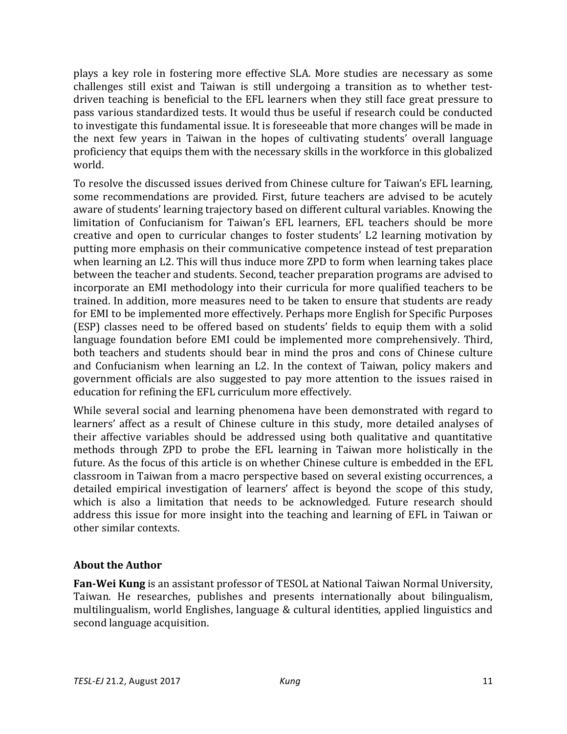plays a key role in fostering more effective SLA. More studies are necessary as some challenges still exist and Taiwan is still undergoing a transition as to whether test-driven teaching is beneficial to the EFL learners when they still face great pressure to pass various standardized tests. It would thus be useful if research could be conducted to investigate this fundamental issue. It is foreseeable that more changes will be made in the next few years in Taiwan in the hopes of cultivating students' overall language proficiency that equips them with the necessary skills in the workforce in this globalized world.

To resolve the discussed issues derived from Chinese culture for Taiwan's EFL learning, some recommendations are provided. First, future teachers are advised to be acutely aware of students' learning trajectory based on different cultural variables. Knowing the limitation of Confucianism for Taiwan's EFL learners, EFL teachers should be more creative and open to curricular changes to foster students' L2 learning motivation by putting more emphasis on their communicative competence instead of test preparation when learning an L2. This will thus induce more ZPD to form when learning takes place between the teacher and students. Second, teacher preparation programs are advised to incorporate an EMI methodology into their curricula for more qualified teachers to be trained. In addition, more measures need to be taken to ensure that students are ready for EMI to be implemented more effectively. Perhaps more English for Specific Purposes (ESP) classes need to be offered based on students' fields to equip them with a solid language foundation before EMI could be implemented more comprehensively. Third, both teachers and students should bear in mind the pros and cons of Chinese culture and Confucianism when learning an L2. In the context of Taiwan, policy makers and government officials are also suggested to pay more attention to the issues raised in education for refining the EFL curriculum more effectively.

While several social and learning phenomena have been demonstrated with regard to learners' affect as a result of Chinese culture in this study, more detailed analyses of their affective variables should be addressed using both qualitative and quantitative methods through ZPD to probe the EFL learning in Taiwan more holistically in the future. As the focus of this article is on whether Chinese culture is embedded in the EFL classroom in Taiwan from a macro perspective based on several existing occurrences, a detailed empirical investigation of learners' affect is beyond the scope of this study, which is also a limitation that needs to be acknowledged. Future research should address this issue for more insight into the teaching and learning of EFL in Taiwan or other similar contexts.

## About the Author

**Fan-Wei Kung** is an assistant professor of TESOL at National Taiwan Normal University, Taiwan. He researches, publishes and presents internationally about bilingualism, multilingualism, world Englishes, language & cultural identities, applied linguistics and second language acquisition.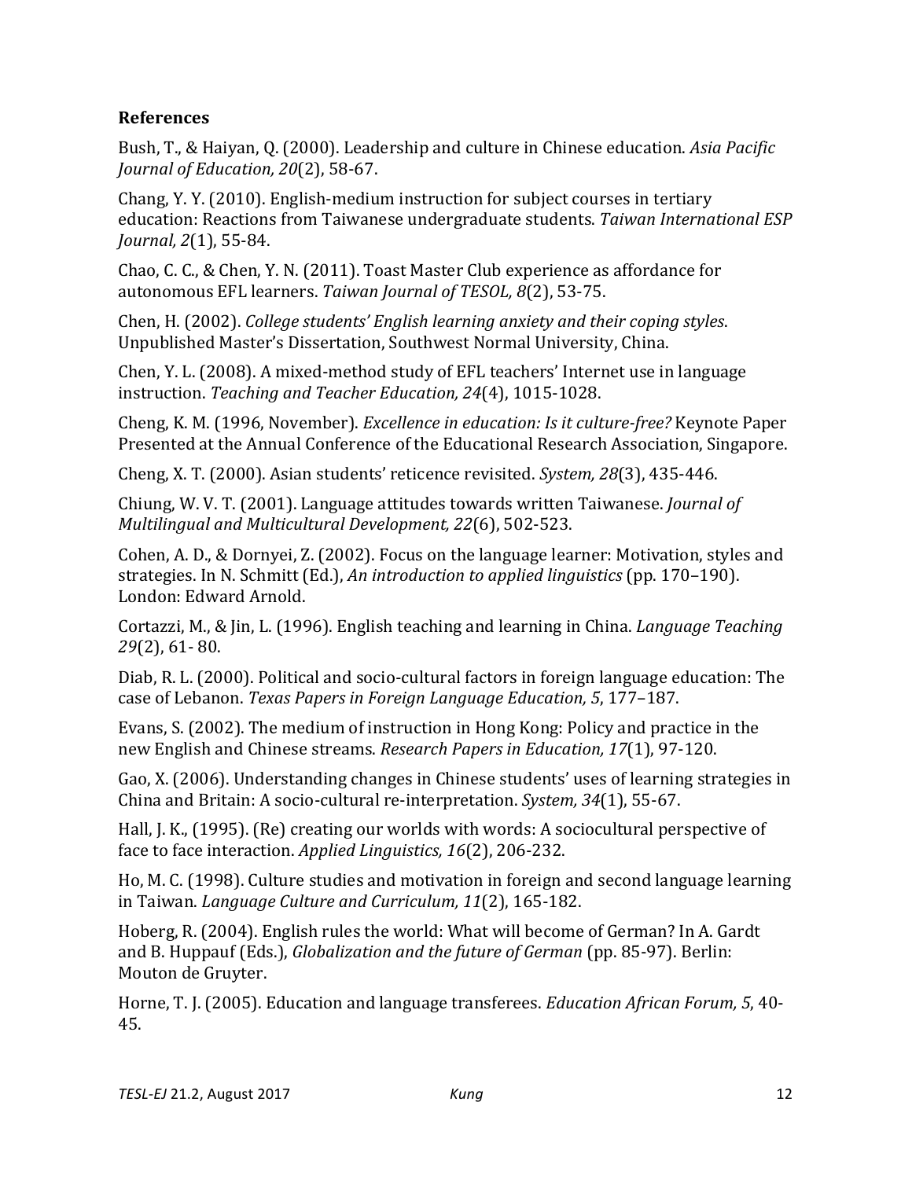**References**

Bush, T., & Haiyan, Q. (2000). Leadership and culture in Chinese education. *Asia Pacific Journal of Education, 20*(2), 58-67.

Chang, Y. Y. (2010). English-medium instruction for subject courses in tertiary education: Reactions from Taiwanese undergraduate students. *Taiwan International ESP Journal, 2*(1), 55-84.

Chao, C. C., & Chen, Y. N. (2011). Toast Master Club experience as affordance for autonomous EFL learners. *Taiwan Journal of TESOL, 8*(2), 53-75.

Chen, H. (2002). *College students' English learning anxiety and their coping styles*. Unpublished Master's Dissertation, Southwest Normal University, China.

Chen, Y. L. (2008). A mixed-method study of EFL teachers' Internet use in language instruction. *Teaching and Teacher Education, 24*(4), 1015-1028.

Cheng, K. M. (1996, November). *Excellence in education: Is it culture-free?* Keynote Paper Presented at the Annual Conference of the Educational Research Association, Singapore.

Cheng, X. T. (2000). Asian students' reticence revisited. *System, 28*(3), 435-446.

Chiung, W. V. T. (2001). Language attitudes towards written Taiwanese. *Journal of Multilingual and Multicultural Development, 22*(6), 502-523.

Cohen, A. D., & Dornyei, Z. (2002). Focus on the language learner: Motivation, styles and strategies. In N. Schmitt (Ed.), *An introduction to applied linguistics* (pp. 170–190). London: Edward Arnold.

Cortazzi, M., & Jin, L. (1996). English teaching and learning in China. *Language Teaching 29*(2), 61- 80.

Diab, R. L. (2000). Political and socio-cultural factors in foreign language education: The case of Lebanon. *Texas Papers in Foreign Language Education, 5*, 177–187.

Evans, S. (2002). The medium of instruction in Hong Kong: Policy and practice in the new English and Chinese streams. *Research Papers in Education, 17*(1), 97-120.

Gao, X. (2006). Understanding changes in Chinese students' uses of learning strategies in China and Britain: A socio-cultural re-interpretation. *System, 34*(1), 55-67.

Hall, J. K., (1995). (Re) creating our worlds with words: A sociocultural perspective of face to face interaction. *Applied Linguistics, 16*(2), 206-232.

Ho, M. C. (1998). Culture studies and motivation in foreign and second language learning in Taiwan. *Language Culture and Curriculum, 11*(2), 165-182.

Hoberg, R. (2004). English rules the world: What will become of German? In A. Gardt and B. Huppauf (Eds.), *Globalization and the future of German* (pp. 85-97). Berlin: Mouton de Gruyter.

Horne, T. J. (2005). Education and language transferees. *Education African Forum, 5*, 40-45.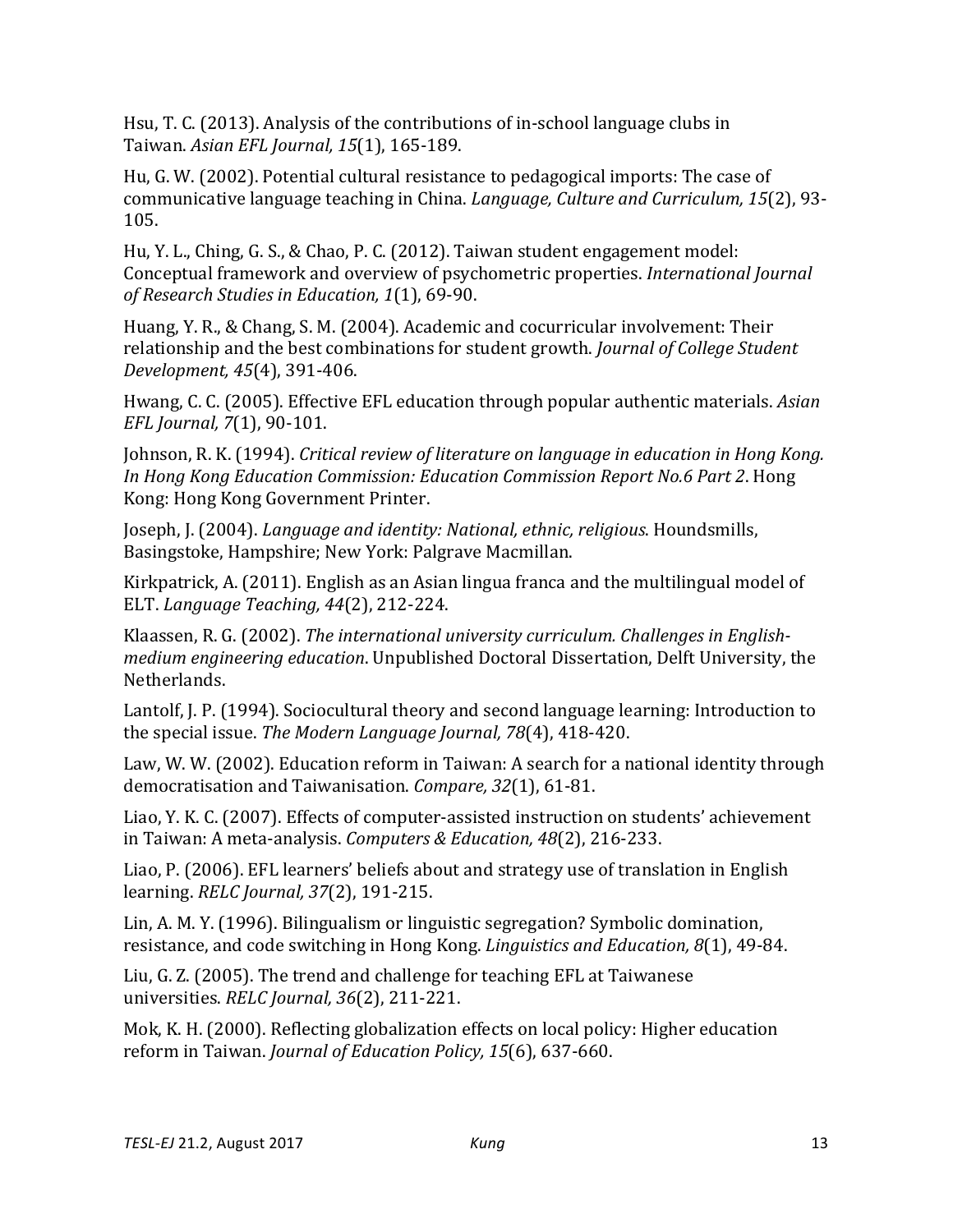Hsu, T. C. (2013). Analysis of the contributions of in-school language clubs in Taiwan. *Asian EFL Journal, 15*(1), 165-189.

Hu, G. W. (2002). Potential cultural resistance to pedagogical imports: The case of communicative language teaching in China. *Language, Culture and Curriculum, 15*(2), 93-105.

Hu, Y. L., Ching, G. S., & Chao, P. C. (2012). Taiwan student engagement model: Conceptual framework and overview of psychometric properties. *International Journal of Research Studies in Education, 1*(1), 69-90.

Huang, Y. R., & Chang, S. M. (2004). Academic and cocurricular involvement: Their relationship and the best combinations for student growth. *Journal of College Student Development, 45*(4), 391-406.

Hwang, C. C. (2005). Effective EFL education through popular authentic materials. *Asian EFL Journal, 7*(1), 90-101.

Johnson, R. K. (1994). *Critical review of literature on language in education in Hong Kong. In Hong Kong Education Commission: Education Commission Report No.6 Part 2*. Hong Kong: Hong Kong Government Printer.

Joseph, J. (2004). *Language and identity: National, ethnic, religious*. Houndsmills, Basingstoke, Hampshire; New York: Palgrave Macmillan.

Kirkpatrick, A. (2011). English as an Asian lingua franca and the multilingual model of ELT. *Language Teaching, 44*(2), 212-224.

Klaassen, R. G. (2002). *The international university curriculum. Challenges in English-medium engineering education*. Unpublished Doctoral Dissertation, Delft University, the Netherlands.

Lantolf, J. P. (1994). Sociocultural theory and second language learning: Introduction to the special issue. *The Modern Language Journal, 78*(4), 418-420.

Law, W. W. (2002). Education reform in Taiwan: A search for a national identity through democratisation and Taiwanisation. *Compare, 32*(1), 61-81.

Liao, Y. K. C. (2007). Effects of computer-assisted instruction on students' achievement in Taiwan: A meta-analysis. *Computers & Education, 48*(2), 216-233.

Liao, P. (2006). EFL learners' beliefs about and strategy use of translation in English learning. *RELC Journal, 37*(2), 191-215.

Lin, A. M. Y. (1996). Bilingualism or linguistic segregation? Symbolic domination, resistance, and code switching in Hong Kong. *Linguistics and Education, 8*(1), 49-84.

Liu, G. Z. (2005). The trend and challenge for teaching EFL at Taiwanese universities. *RELC Journal, 36*(2), 211-221.

Mok, K. H. (2000). Reflecting globalization effects on local policy: Higher education reform in Taiwan. *Journal of Education Policy, 15*(6), 637-660.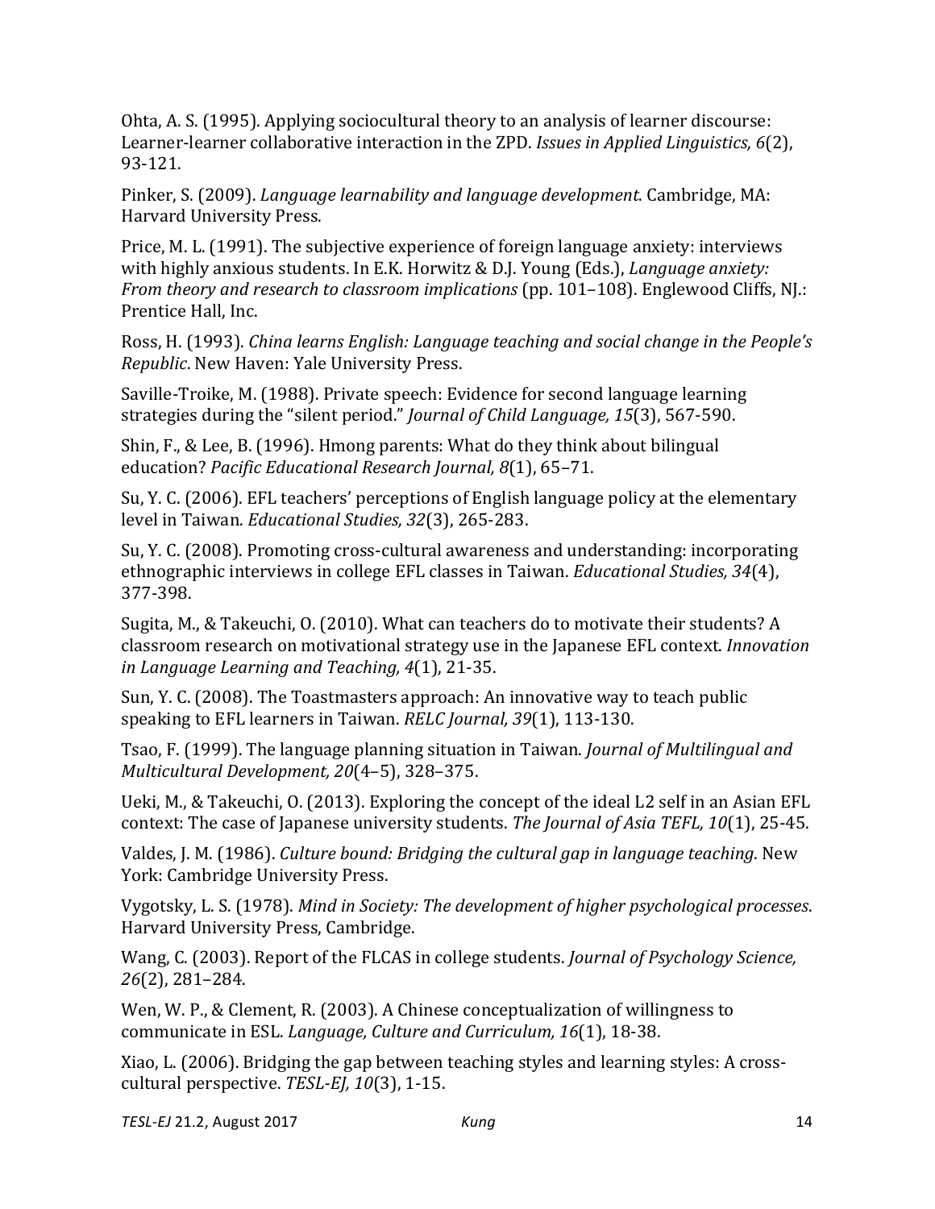Ohta, A. S. (1995). Applying sociocultural theory to an analysis of learner discourse: Learner-learner collaborative interaction in the ZPD. *Issues in Applied Linguistics, 6*(2), 93-121.

Pinker, S. (2009). *Language learnability and language development*. Cambridge, MA: Harvard University Press.

Price, M. L. (1991). The subjective experience of foreign language anxiety: interviews with highly anxious students. In E.K. Horwitz & D.J. Young (Eds.), *Language anxiety: From theory and research to classroom implications* (pp. 101–108). Englewood Cliffs, NJ.: Prentice Hall, Inc.

Ross, H. (1993). *China learns English: Language teaching and social change in the People's Republic*. New Haven: Yale University Press.

Saville-Troike, M. (1988). Private speech: Evidence for second language learning strategies during the "silent period." *Journal of Child Language, 15*(3), 567-590.

Shin, F., & Lee, B. (1996). Hmong parents: What do they think about bilingual education? *Pacific Educational Research Journal, 8*(1), 65–71.

Su, Y. C. (2006). EFL teachers' perceptions of English language policy at the elementary level in Taiwan. *Educational Studies, 32*(3), 265-283.

Su, Y. C. (2008). Promoting cross-cultural awareness and understanding: incorporating ethnographic interviews in college EFL classes in Taiwan. *Educational Studies, 34*(4), 377-398.

Sugita, M., & Takeuchi, O. (2010). What can teachers do to motivate their students? A classroom research on motivational strategy use in the Japanese EFL context. *Innovation in Language Learning and Teaching, 4*(1), 21-35.

Sun, Y. C. (2008). The Toastmasters approach: An innovative way to teach public speaking to EFL learners in Taiwan. *RELC Journal, 39*(1), 113-130.

Tsao, F. (1999). The language planning situation in Taiwan. *Journal of Multilingual and Multicultural Development, 20*(4–5), 328–375.

Ueki, M., & Takeuchi, O. (2013). Exploring the concept of the ideal L2 self in an Asian EFL context: The case of Japanese university students. *The Journal of Asia TEFL, 10*(1), 25-45.

Valdes, J. M. (1986). *Culture bound: Bridging the cultural gap in language teaching*. New York: Cambridge University Press.

Vygotsky, L. S. (1978). *Mind in Society: The development of higher psychological processes*. Harvard University Press, Cambridge.

Wang, C. (2003). Report of the FLCAS in college students. *Journal of Psychology Science, 26*(2), 281–284.

Wen, W. P., & Clement, R. (2003). A Chinese conceptualization of willingness to communicate in ESL. *Language, Culture and Curriculum, 16*(1), 18-38.

Xiao, L. (2006). Bridging the gap between teaching styles and learning styles: A cross-cultural perspective. *TESL-EJ, 10*(3), 1-15.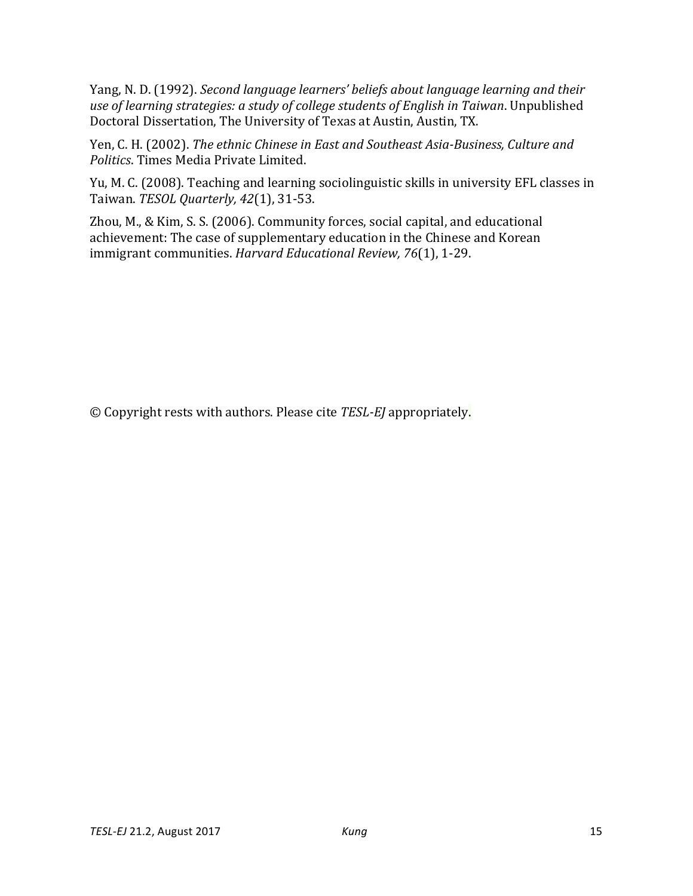Yang, N. D. (1992). *Second language learners' beliefs about language learning and their use of learning strategies: a study of college students of English in Taiwan*. Unpublished Doctoral Dissertation, The University of Texas at Austin, Austin, TX.

Yen, C. H. (2002). *The ethnic Chinese in East and Southeast Asia-Business, Culture and Politics*. Times Media Private Limited.

Yu, M. C. (2008). Teaching and learning sociolinguistic skills in university EFL classes in Taiwan. *TESOL Quarterly, 42*(1), 31-53.

Zhou, M., & Kim, S. S. (2006). Community forces, social capital, and educational achievement: The case of supplementary education in the Chinese and Korean immigrant communities. *Harvard Educational Review, 76*(1), 1-29.

© Copyright rests with authors. Please cite *TESL-EJ* appropriately.